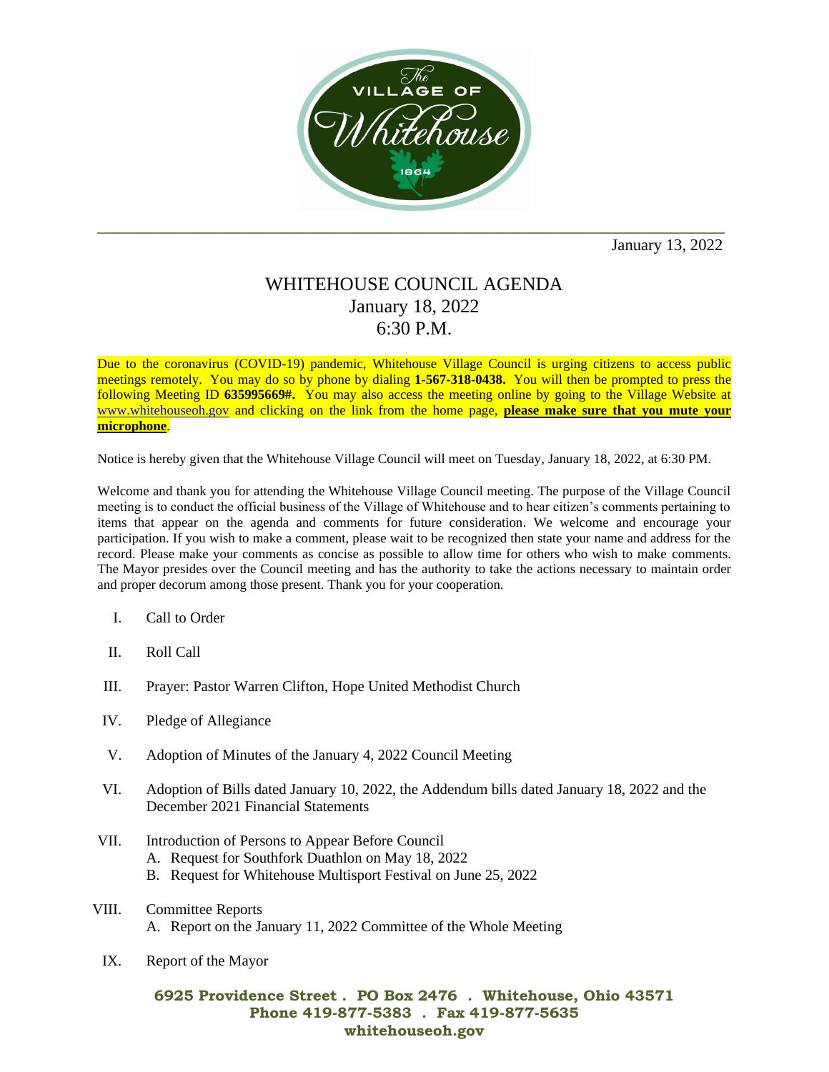January 13, 2022

# WHITEHOUSE COUNCIL AGENDA
## January 18, 2022
## 6:30 P.M.

Due to the coronavirus (COVID-19) pandemic, Whitehouse Village Council is urging citizens to access public meetings remotely. You may do so by phone by dialing **1-567-318-0438.** You will then be prompted to press the following Meeting ID **635995669#.** You may also access the meeting online by going to the Village Website at www.whitehouseoh.gov and clicking on the link from the home page, **please make sure that you mute your microphone**.

Notice is hereby given that the Whitehouse Village Council will meet on Tuesday, January 18, 2022, at 6:30 PM.

Welcome and thank you for attending the Whitehouse Village Council meeting. The purpose of the Village Council meeting is to conduct the official business of the Village of Whitehouse and to hear citizen's comments pertaining to items that appear on the agenda and comments for future consideration. We welcome and encourage your participation. If you wish to make a comment, please wait to be recognized then state your name and address for the record. Please make your comments as concise as possible to allow time for others who wish to make comments. The Mayor presides over the Council meeting and has the authority to take the actions necessary to maintain order and proper decorum among those present. Thank you for your cooperation.

I. Call to Order

II. Roll Call

III. Prayer: Pastor Warren Clifton, Hope United Methodist Church

IV. Pledge of Allegiance

V. Adoption of Minutes of the January 4, 2022 Council Meeting

VI. Adoption of Bills dated January 10, 2022, the Addendum bills dated January 18, 2022 and the December 2021 Financial Statements

VII. Introduction of Persons to Appear Before Council
   A. Request for Southfork Duathlon on May 18, 2022
   B. Request for Whitehouse Multisport Festival on June 25, 2022

VIII. Committee Reports
   A. Report on the January 11, 2022 Committee of the Whole Meeting

IX. Report of the Mayor

**6925 Providence Street . PO Box 2476 . Whitehouse, Ohio 43571**
**Phone 419-877-5383 . Fax 419-877-5635**
**whitehouseoh.gov**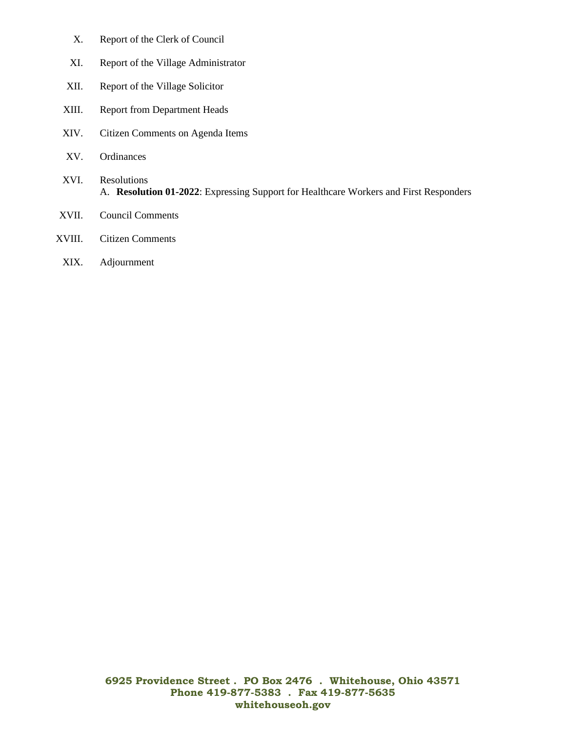X. Report of the Clerk of Council

XI. Report of the Village Administrator

XII. Report of the Village Solicitor

XIII. Report from Department Heads

XIV. Citizen Comments on Agenda Items

XV. Ordinances

XVI. Resolutions
  A. **Resolution 01-2022**: Expressing Support for Healthcare Workers and First Responders

XVII. Council Comments

XVIII. Citizen Comments

XIX. Adjournment

**6925 Providence Street . PO Box 2476 . Whitehouse, Ohio 43571**
**Phone 419-877-5383 . Fax 419-877-5635**
**whitehouseoh.gov**